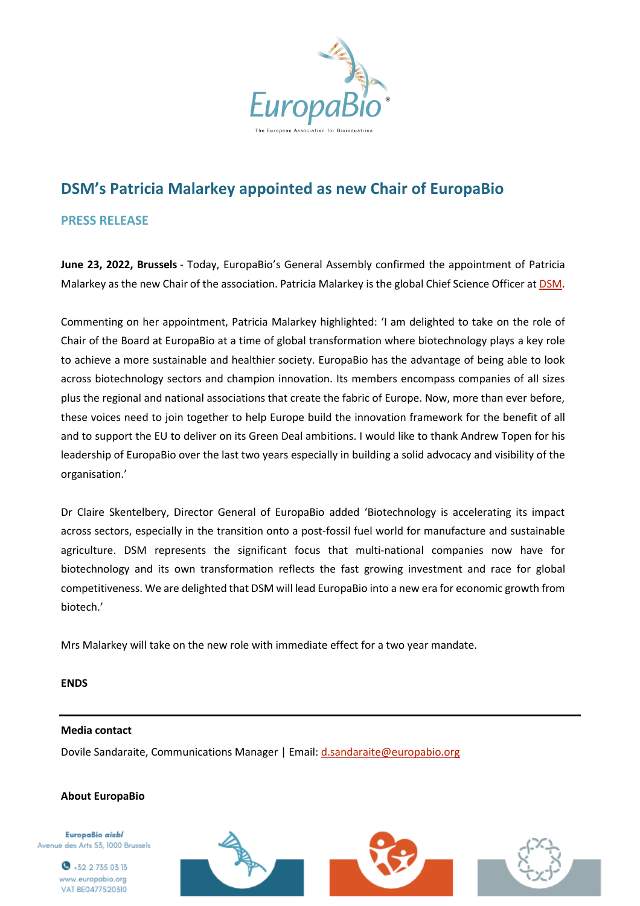# DSM's Patricia Malarkey appointed as new Chair of EuropaBio

## PRESS RELEASE

**June 23, 2022, Brussels** - Today, EuropaBio's General Assembly confirmed the appointment of Patricia Malarkey as the new Chair of the association. Patricia Malarkey is the global Chief Science Officer at DSM.

Commenting on her appointment, Patricia Malarkey highlighted: 'I am delighted to take on the role of Chair of the Board at EuropaBio at a time of global transformation where biotechnology plays a key role to achieve a more sustainable and healthier society. EuropaBio has the advantage of being able to look across biotechnology sectors and champion innovation. Its members encompass companies of all sizes plus the regional and national associations that create the fabric of Europe. Now, more than ever before, these voices need to join together to help Europe build the innovation framework for the benefit of all and to support the EU to deliver on its Green Deal ambitions. I would like to thank Andrew Topen for his leadership of EuropaBio over the last two years especially in building a solid advocacy and visibility of the organisation.'

Dr Claire Skentelbery, Director General of EuropaBio added 'Biotechnology is accelerating its impact across sectors, especially in the transition onto a post-fossil fuel world for manufacture and sustainable agriculture. DSM represents the significant focus that multi-national companies now have for biotechnology and its own transformation reflects the fast growing investment and race for global competitiveness. We are delighted that DSM will lead EuropaBio into a new era for economic growth from biotech.'

Mrs Malarkey will take on the new role with immediate effect for a two year mandate.

**ENDS**

---

**Media contact**

Dovile Sandaraite, Communications Manager | Email: d.sandaraite@europabio.org

**About EuropaBio**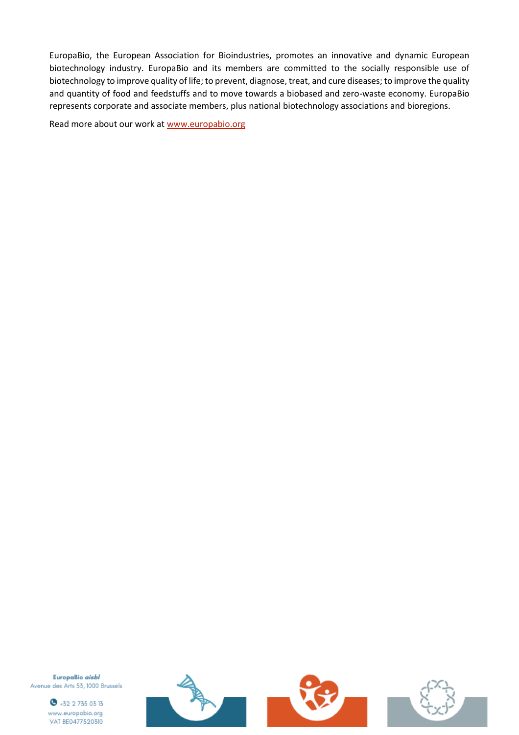EuropaBio, the European Association for Bioindustries, promotes an innovative and dynamic European biotechnology industry. EuropaBio and its members are committed to the socially responsible use of biotechnology to improve quality of life; to prevent, diagnose, treat, and cure diseases; to improve the quality and quantity of food and feedstuffs and to move towards a biobased and zero-waste economy. EuropaBio represents corporate and associate members, plus national biotechnology associations and bioregions.

Read more about our work at [www.europabio.org](http://www.europabio.org)

**EuropaBio** ***aisbl***
Avenue des Arts 53, 1000 Brussels

+32 2 735 03 13
www.europabio.org
VAT BE0477520310